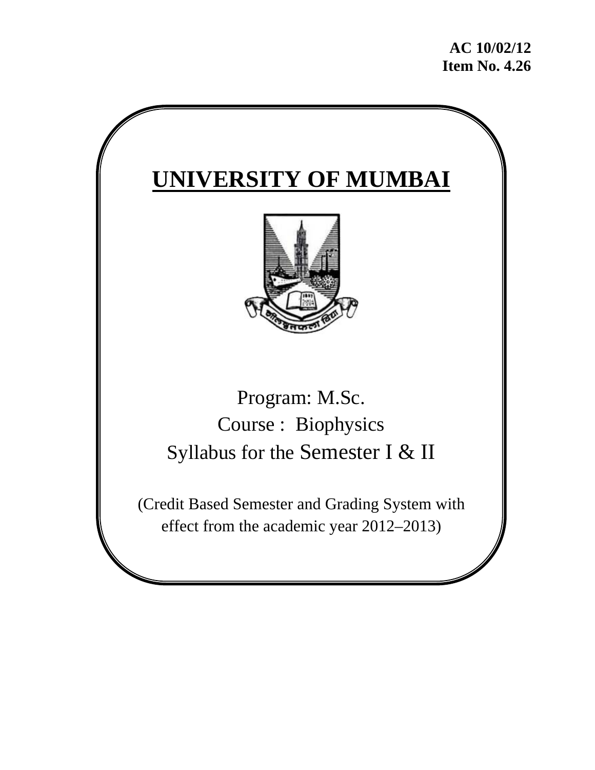**AC 10/02/12**
**Item No. 4.26**

# UNIVERSITY OF MUMBAI

Program: M.Sc.

Course : Biophysics

Syllabus for the Semester I & II

(Credit Based Semester and Grading System with effect from the academic year 2012–2013)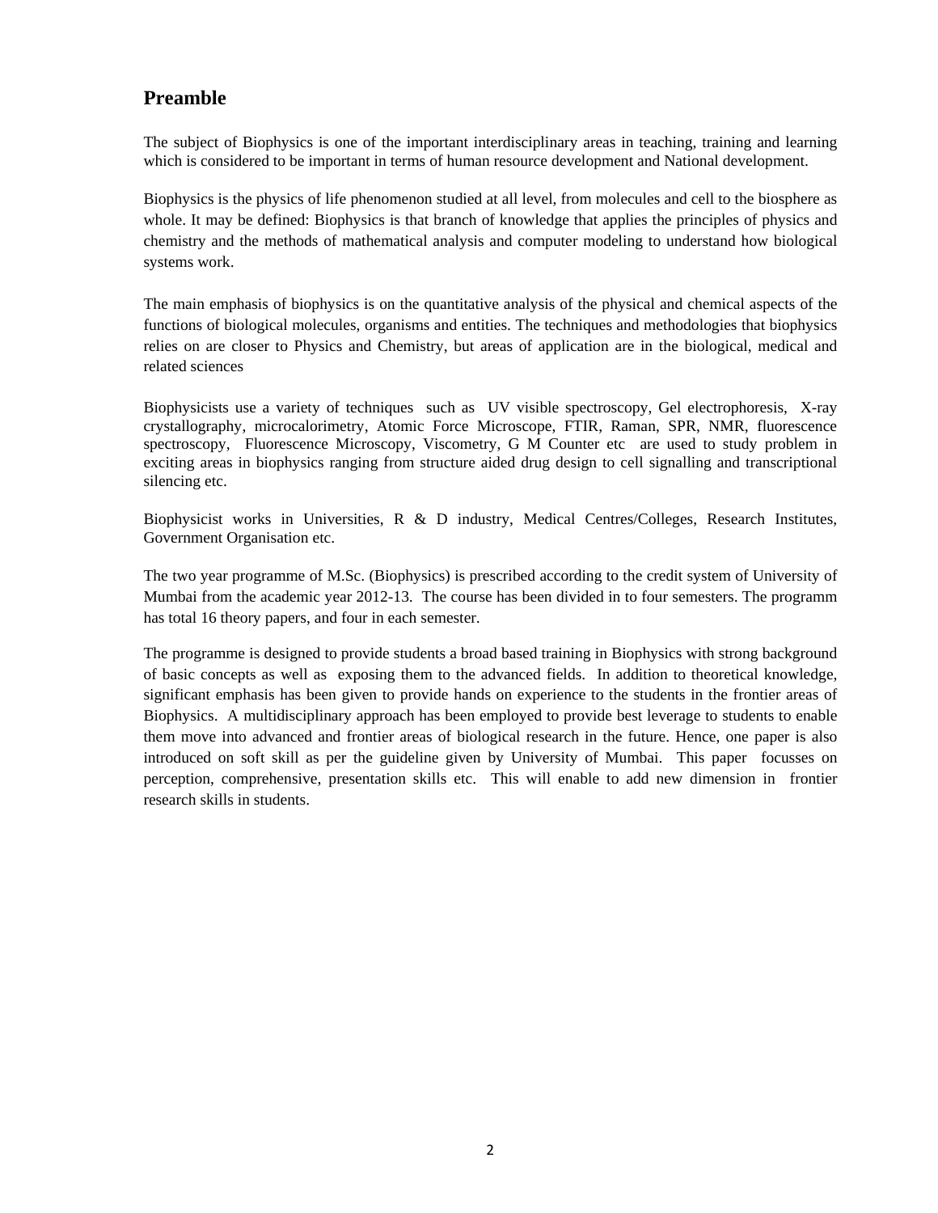## Preamble

The subject of Biophysics is one of the important interdisciplinary areas in teaching, training and learning which is considered to be important in terms of human resource development and National development.

Biophysics is the physics of life phenomenon studied at all level, from molecules and cell to the biosphere as whole. It may be defined: Biophysics is that branch of knowledge that applies the principles of physics and chemistry and the methods of mathematical analysis and computer modeling to understand how biological systems work.

The main emphasis of biophysics is on the quantitative analysis of the physical and chemical aspects of the functions of biological molecules, organisms and entities. The techniques and methodologies that biophysics relies on are closer to Physics and Chemistry, but areas of application are in the biological, medical and related sciences

Biophysicists use a variety of techniques such as UV visible spectroscopy, Gel electrophoresis, X-ray crystallography, microcalorimetry, Atomic Force Microscope, FTIR, Raman, SPR, NMR, fluorescence spectroscopy, Fluorescence Microscopy, Viscometry, G M Counter etc are used to study problem in exciting areas in biophysics ranging from structure aided drug design to cell signalling and transcriptional silencing etc.

Biophysicist works in Universities, R & D industry, Medical Centres/Colleges, Research Institutes, Government Organisation etc.

The two year programme of M.Sc. (Biophysics) is prescribed according to the credit system of University of Mumbai from the academic year 2012-13. The course has been divided in to four semesters. The programm has total 16 theory papers, and four in each semester.

The programme is designed to provide students a broad based training in Biophysics with strong background of basic concepts as well as exposing them to the advanced fields. In addition to theoretical knowledge, significant emphasis has been given to provide hands on experience to the students in the frontier areas of Biophysics. A multidisciplinary approach has been employed to provide best leverage to students to enable them move into advanced and frontier areas of biological research in the future. Hence, one paper is also introduced on soft skill as per the guideline given by University of Mumbai. This paper focusses on perception, comprehensive, presentation skills etc. This will enable to add new dimension in frontier research skills in students.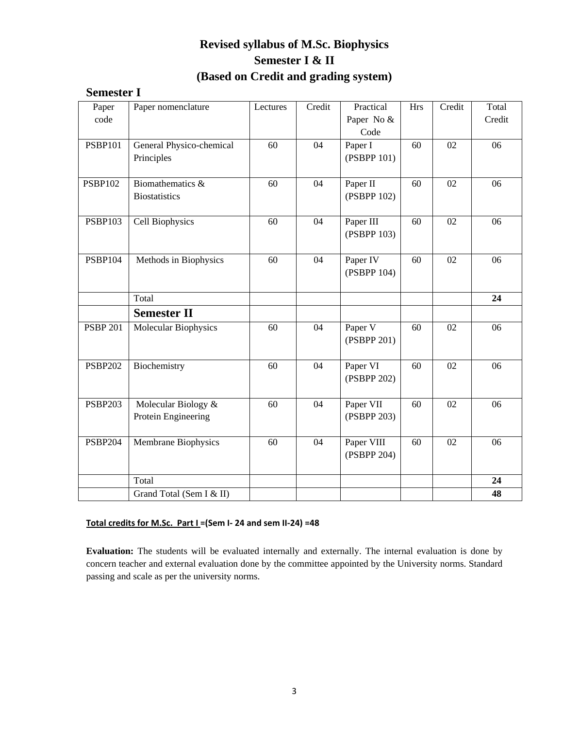# Revised syllabus of M.Sc. Biophysics
## Semester I & II
## (Based on Credit and grading system)

### Semester I

| Paper code | Paper nomenclature | Lectures | Credit | Practical Paper No & Code | Hrs | Credit | Total Credit |
|---|---|---|---|---|---|---|---|
| PSBP101 | General Physico-chemical Principles | 60 | 04 | Paper I (PSBPP 101) | 60 | 02 | 06 |
| PSBP102 | Biomathematics & Biostatistics | 60 | 04 | Paper II (PSBPP 102) | 60 | 02 | 06 |
| PSBP103 | Cell Biophysics | 60 | 04 | Paper III (PSBPP 103) | 60 | 02 | 06 |
| PSBP104 | Methods in Biophysics | 60 | 04 | Paper IV (PSBPP 104) | 60 | 02 | 06 |
| | Total | | | | | | **24** |
| | **Semester II** | | | | | | |
| PSBP 201 | Molecular Biophysics | 60 | 04 | Paper V (PSBPP 201) | 60 | 02 | 06 |
| PSBP202 | Biochemistry | 60 | 04 | Paper VI (PSBPP 202) | 60 | 02 | 06 |
| PSBP203 | Molecular Biology & Protein Engineering | 60 | 04 | Paper VII (PSBPP 203) | 60 | 02 | 06 |
| PSBP204 | Membrane Biophysics | 60 | 04 | Paper VIII (PSBPP 204) | 60 | 02 | 06 |
| | Total | | | | | | **24** |
| | Grand Total (Sem I & II) | | | | | | **48** |

**Total credits for M.Sc. Part I =(Sem I- 24 and sem II-24) =48**

**Evaluation:** The students will be evaluated internally and externally. The internal evaluation is done by concern teacher and external evaluation done by the committee appointed by the University norms. Standard passing and scale as per the university norms.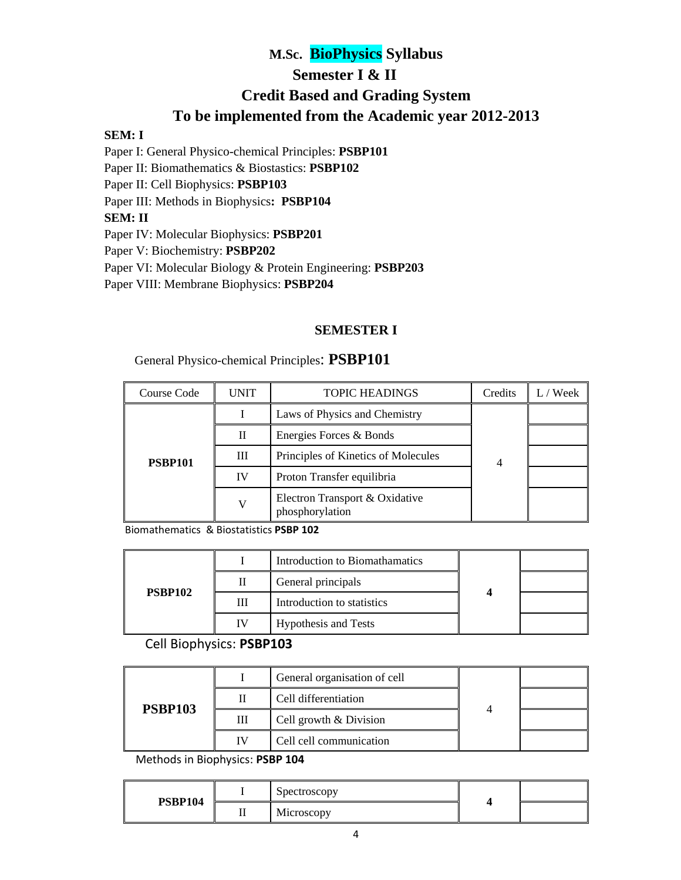# M.Sc. BioPhysics Syllabus

## Semester I & II

## Credit Based and Grading System

## To be implemented from the Academic year 2012-2013

**SEM: I**

Paper I: General Physico-chemical Principles: **PSBP101**

Paper II: Biomathematics & Biostastics: **PSBP102**

Paper II: Cell Biophysics: **PSBP103**

Paper III: Methods in Biophysics**: PSBP104**

**SEM: II**

Paper IV: Molecular Biophysics: **PSBP201**

Paper V: Biochemistry: **PSBP202**

Paper VI: Molecular Biology & Protein Engineering: **PSBP203**

Paper VIII: Membrane Biophysics: **PSBP204**

### SEMESTER I

General Physico-chemical Principles: **PSBP101**

| Course Code | UNIT | TOPIC HEADINGS | Credits | L / Week |
|---|---|---|---|---|
| **PSBP101** | I | Laws of Physics and Chemistry | 4 | |
| | II | Energies Forces & Bonds | | |
| | III | Principles of Kinetics of Molecules | | |
| | IV | Proton Transfer equilibria | | |
| | V | Electron Transport & Oxidative phosphorylation | | |

Biomathematics & Biostatistics **PSBP 102**

| | | | | |
|---|---|---|---|---|
| **PSBP102** | I | Introduction to Biomathamatics | **4** | |
| | II | General principals | | |
| | III | Introduction to statistics | | |
| | IV | Hypothesis and Tests | | |

Cell Biophysics: **PSBP103**

| | | | | |
|---|---|---|---|---|
| **PSBP103** | I | General organisation of cell | 4 | |
| | II | Cell differentiation | | |
| | III | Cell growth & Division | | |
| | IV | Cell cell communication | | |

Methods in Biophysics: **PSBP 104**

| | | | | |
|---|---|---|---|---|
| **PSBP104** | I | Spectroscopy | **4** | |
| | II | Microscopy | | |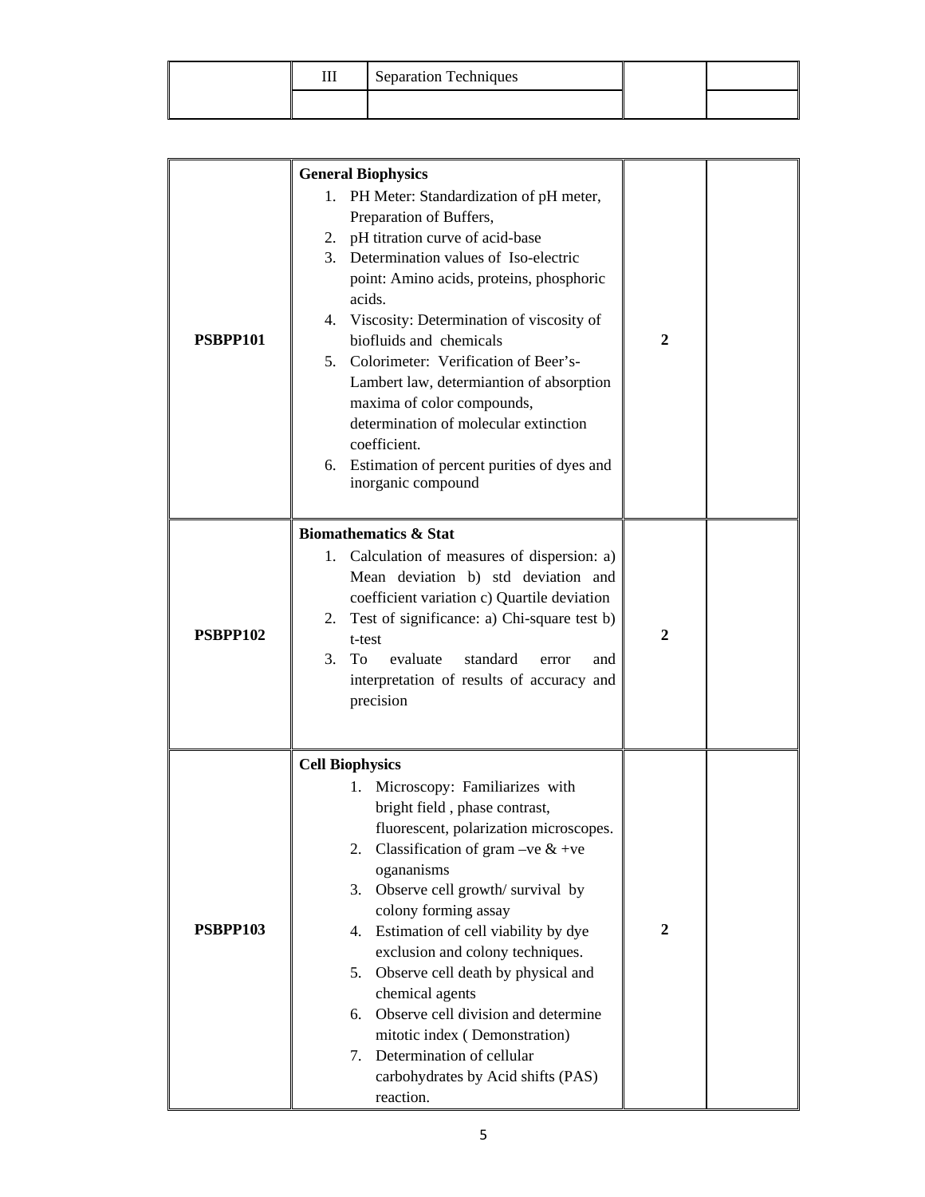|  | III | Separation Techniques |  |  |
|---|---|---|---|---|
|  |  |  |  |  |

|  |  |  |  |
|---|---|---|---|
| **PSBPP101** | **General Biophysics**<br>1. PH Meter: Standardization of pH meter, Preparation of Buffers,<br>2. pH titration curve of acid-base<br>3. Determination values of Iso-electric point: Amino acids, proteins, phosphoric acids.<br>4. Viscosity: Determination of viscosity of biofluids and chemicals<br>5. Colorimeter: Verification of Beer's-Lambert law, determiantion of absorption maxima of color compounds, determination of molecular extinction coefficient.<br>6. Estimation of percent purities of dyes and inorganic compound | **2** |  |
| **PSBPP102** | **Biomathematics & Stat**<br>1. Calculation of measures of dispersion: a) Mean deviation b) std deviation and coefficient variation c) Quartile deviation<br>2. Test of significance: a) Chi-square test b) t-test<br>3. To evaluate standard error and interpretation of results of accuracy and precision | **2** |  |
| **PSBPP103** | **Cell Biophysics**<br>1. Microscopy: Familiarizes with bright field , phase contrast, fluorescent, polarization microscopes.<br>2. Classification of gram –ve & +ve oganisms<br>3. Observe cell growth/ survival by colony forming assay<br>4. Estimation of cell viability by dye exclusion and colony techniques.<br>5. Observe cell death by physical and chemical agents<br>6. Observe cell division and determine mitotic index ( Demonstration)<br>7. Determination of cellular carbohydrates by Acid shifts (PAS) reaction. | **2** |  |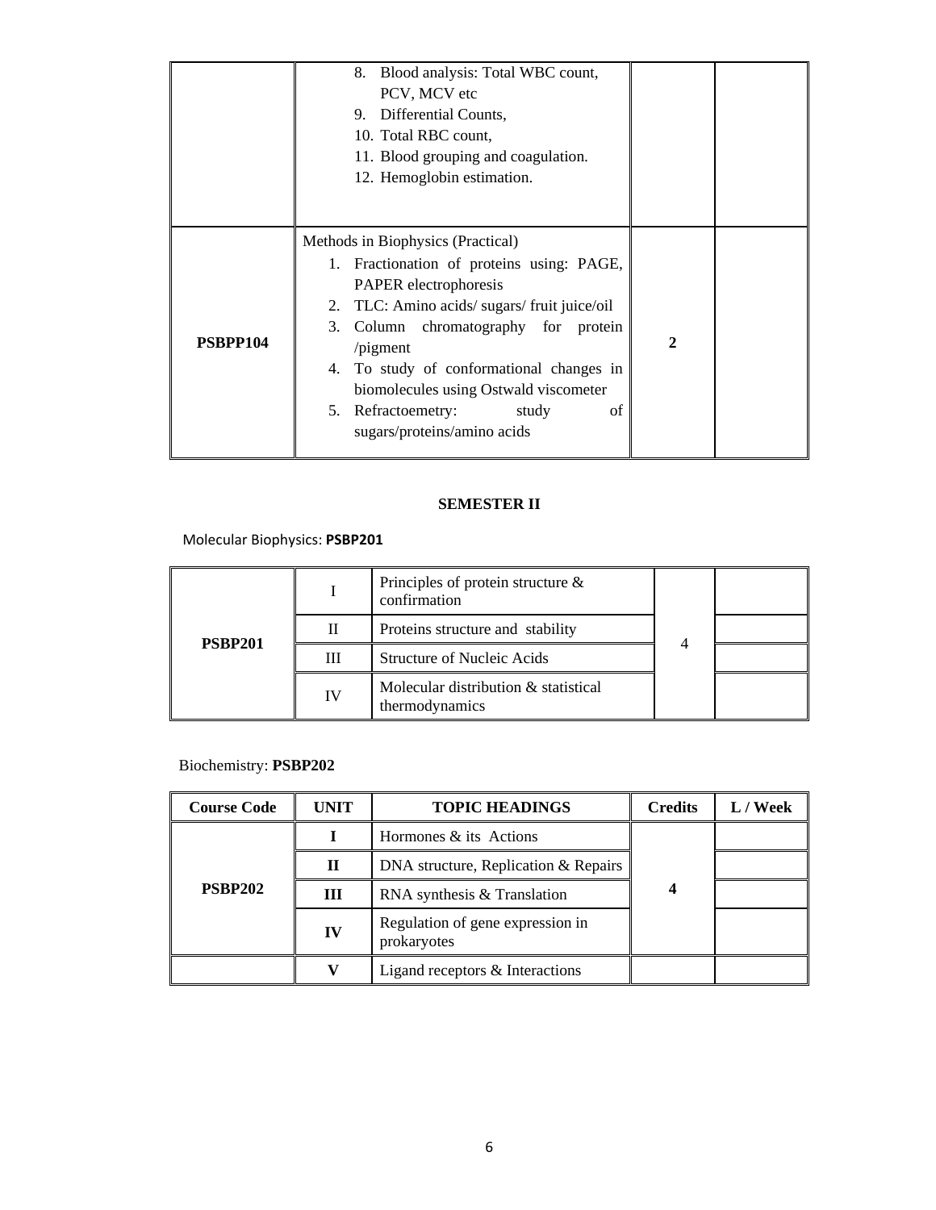| | | | |
|---|---|---|---|
| | 8. Blood analysis: Total WBC count, PCV, MCV etc<br>9. Differential Counts,<br>10. Total RBC count,<br>11. Blood grouping and coagulation.<br>12. Hemoglobin estimation. | | |
| **PSBPP104** | Methods in Biophysics (Practical)<br>1. Fractionation of proteins using: PAGE, PAPER electrophoresis<br>2. TLC: Amino acids/ sugars/ fruit juice/oil<br>3. Column chromatography for protein /pigment<br>4. To study of conformational changes in biomolecules using Ostwald viscometer<br>5. Refractoemetry: study of sugars/proteins/amino acids | **2** | |

**SEMESTER II**

Molecular Biophysics: **PSBP201**

| | | | | |
|---|---|---|---|---|
| **PSBP201** | I | Principles of protein structure & confirmation | 4 | |
| | II | Proteins structure and stability | | |
| | III | Structure of Nucleic Acids | | |
| | IV | Molecular distribution & statistical thermodynamics | | |

Biochemistry: **PSBP202**

| Course Code | UNIT | TOPIC HEADINGS | Credits | L / Week |
|---|---|---|---|---|
| **PSBP202** | **I** | Hormones & its Actions | **4** | |
| | **II** | DNA structure, Replication & Repairs | | |
| | **III** | RNA synthesis & Translation | | |
| | **IV** | Regulation of gene expression in prokaryotes | | |
| | **V** | Ligand receptors & Interactions | | |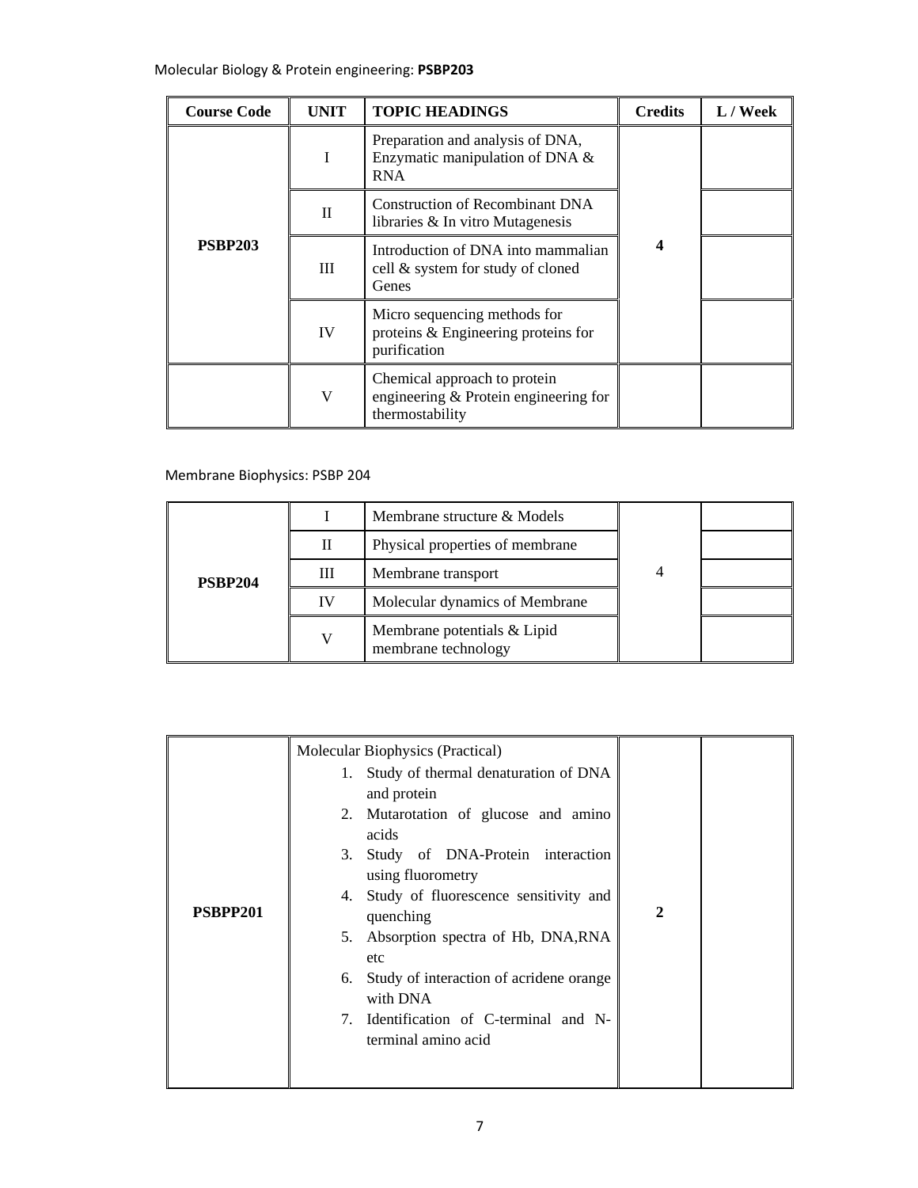Molecular Biology & Protein engineering: **PSBP203**

| Course Code | UNIT | TOPIC HEADINGS | Credits | L / Week |
|---|---|---|---|---|
| **PSBP203** | I | Preparation and analysis of DNA, Enzymatic manipulation of DNA & RNA | **4** | |
| | II | Construction of Recombinant DNA libraries & In vitro Mutagenesis | | |
| | III | Introduction of DNA into mammalian cell & system for study of cloned Genes | | |
| | IV | Micro sequencing methods for proteins & Engineering proteins for purification | | |
| | V | Chemical approach to protein engineering & Protein engineering for thermostability | | |

Membrane Biophysics: PSBP 204

| | | | | |
|---|---|---|---|---|
| **PSBP204** | I | Membrane structure & Models | 4 | |
| | II | Physical properties of membrane | | |
| | III | Membrane transport | | |
| | IV | Molecular dynamics of Membrane | | |
| | V | Membrane potentials & Lipid membrane technology | | |

| | | | |
|---|---|---|---|
| **PSBPP201** | Molecular Biophysics (Practical)<br>1. Study of thermal denaturation of DNA and protein<br>2. Mutarotation of glucose and amino acids<br>3. Study of DNA-Protein interaction using fluorometry<br>4. Study of fluorescence sensitivity and quenching<br>5. Absorption spectra of Hb, DNA,RNA etc<br>6. Study of interaction of acridene orange with DNA<br>7. Identification of C-terminal and N-terminal amino acid | **2** | |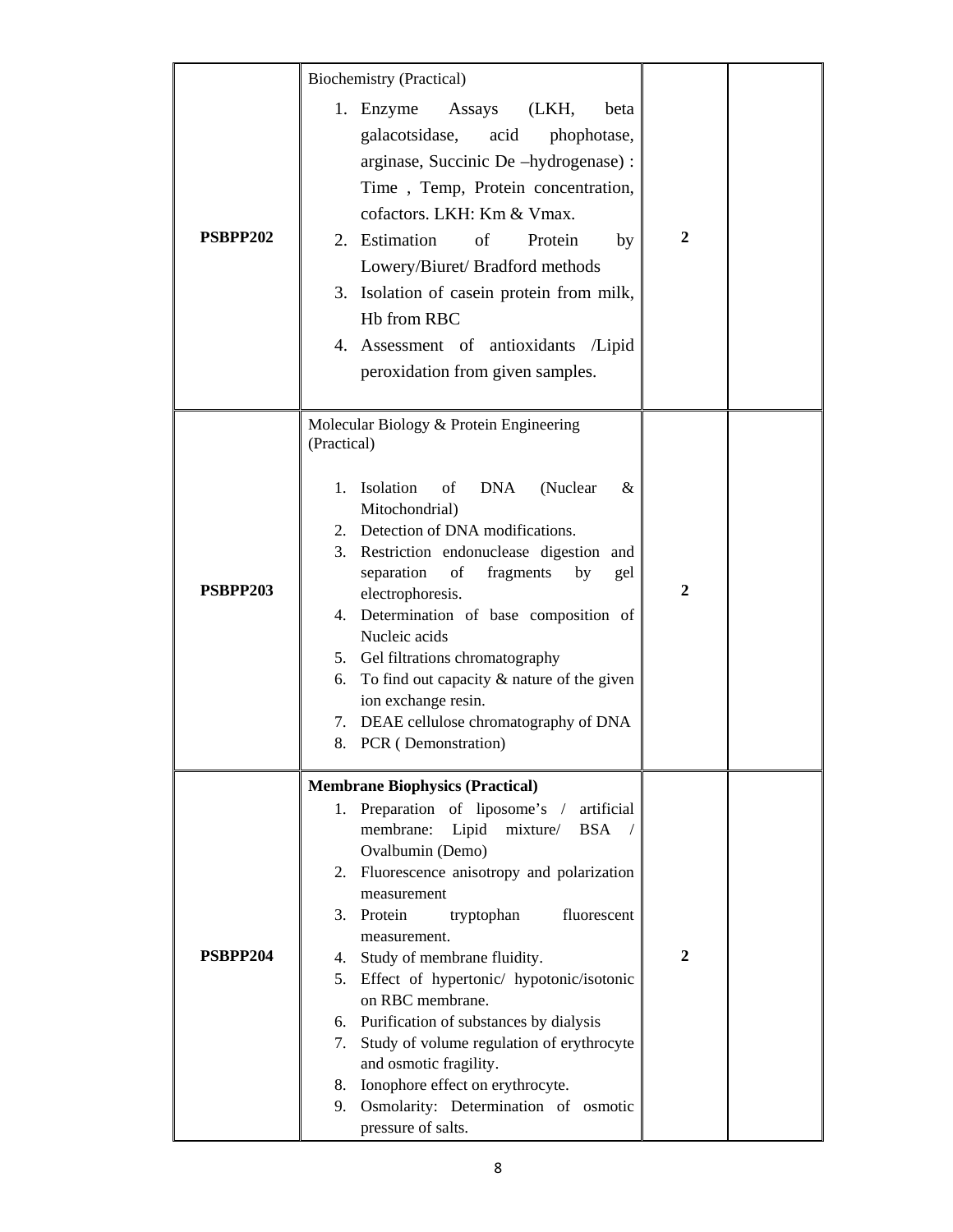| | | | |
|---|---|---|---|
| **PSBPP202** | Biochemistry (Practical)<br>1. Enzyme Assays (LKH, beta galacotsidase, acid phophotase, arginase, Succinic De –hydrogenase) : Time , Temp, Protein concentration, cofactors. LKH: Km & Vmax.<br>2. Estimation of Protein by Lowery/Biuret/ Bradford methods<br>3. Isolation of casein protein from milk, Hb from RBC<br>4. Assessment of antioxidants /Lipid peroxidation from given samples. | **2** | |
| **PSBPP203** | Molecular Biology & Protein Engineering (Practical)<br>1. Isolation of DNA (Nuclear & Mitochondrial)<br>2. Detection of DNA modifications.<br>3. Restriction endonuclease digestion and separation of fragments by gel electrophoresis.<br>4. Determination of base composition of Nucleic acids<br>5. Gel filtrations chromatography<br>6. To find out capacity & nature of the given ion exchange resin.<br>7. DEAE cellulose chromatography of DNA<br>8. PCR ( Demonstration) | **2** | |
| **PSBPP204** | **Membrane Biophysics (Practical)**<br>1. Preparation of liposome's / artificial membrane: Lipid mixture/ BSA / Ovalbumin (Demo)<br>2. Fluorescence anisotropy and polarization measurement<br>3. Protein tryptophan fluorescent measurement.<br>4. Study of membrane fluidity.<br>5. Effect of hypertonic/ hypotonic/isotonic on RBC membrane.<br>6. Purification of substances by dialysis<br>7. Study of volume regulation of erythrocyte and osmotic fragility.<br>8. Ionophore effect on erythrocyte.<br>9. Osmolarity: Determination of osmotic pressure of salts. | **2** | |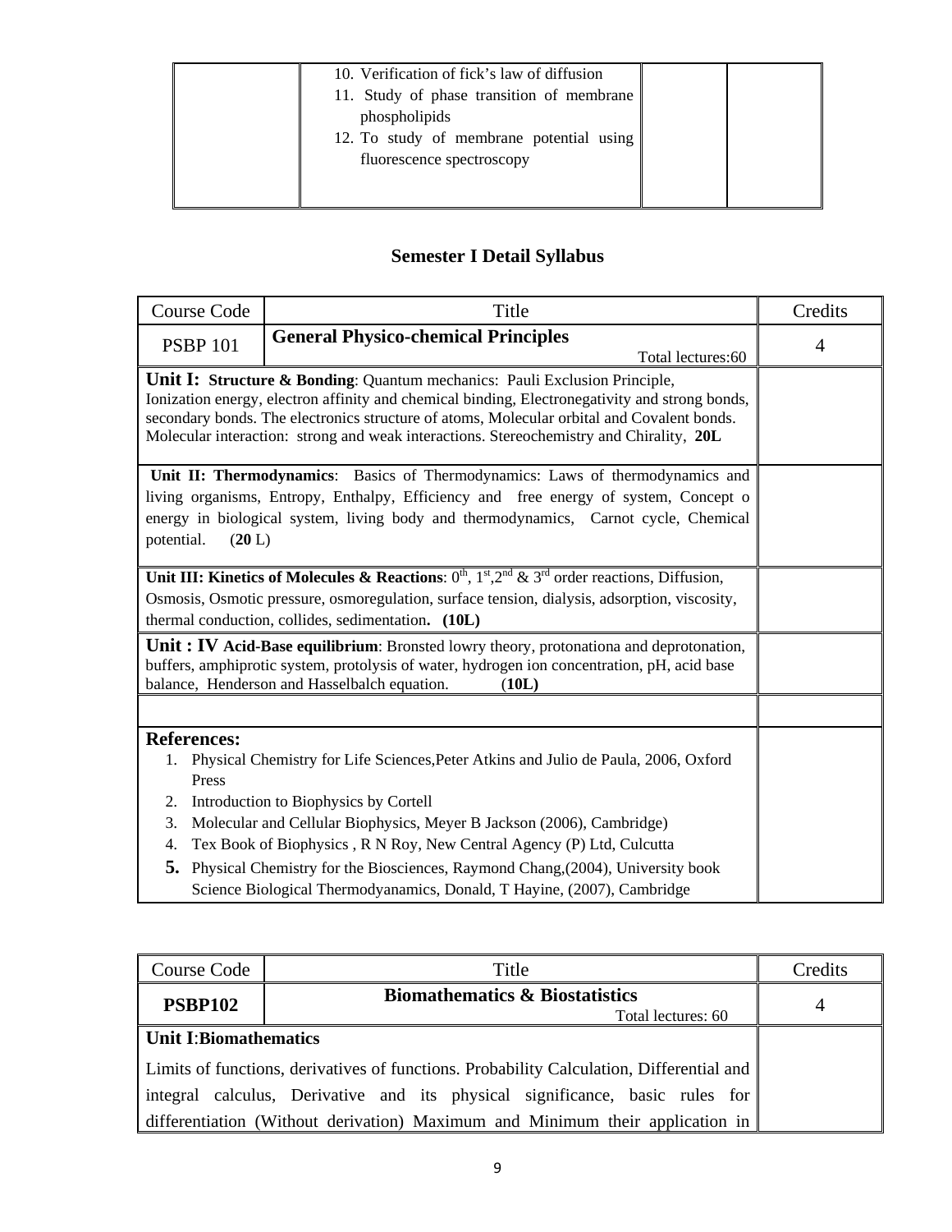| | | | |
|---|---|---|---|
| | 10. Verification of fick's law of diffusion<br>11. Study of phase transition of membrane phospholipids<br>12. To study of membrane potential using fluorescence spectroscopy | | |

## Semester I Detail Syllabus

| Course Code | Title | Credits |
|---|---|---|
| PSBP 101 | **General Physico-chemical Principles** Total lectures:60 | 4 |
| **Unit I: Structure & Bonding**: Quantum mechanics: Pauli Exclusion Principle, Ionization energy, electron affinity and chemical binding, Electronegativity and strong bonds, secondary bonds. The electronics structure of atoms, Molecular orbital and Covalent bonds. Molecular interaction: strong and weak interactions. Stereochemistry and Chirality, **20L** | | |
| **Unit II: Thermodynamics**: Basics of Thermodynamics: Laws of thermodynamics and living organisms, Entropy, Enthalpy, Efficiency and free energy of system, Concept o energy in biological system, living body and thermodynamics, Carnot cycle, Chemical potential. (**20** L) | | |
| **Unit III: Kinetics of Molecules & Reactions**: $0^{th}$, $1^{st}$, $2^{nd}$ & $3^{rd}$ order reactions, Diffusion, Osmosis, Osmotic pressure, osmoregulation, surface tension, dialysis, adsorption, viscosity, thermal conduction, collides, sedimentation. **(10L)** | | |
| **Unit : IV Acid-Base equilibrium**: Bronsted lowry theory, protonationa and deprotonation, buffers, amphiprotic system, protolysis of water, hydrogen ion concentration, pH, acid base balance, Henderson and Hasselbalch equation. (**10L)** | | |
| | | |
| **References:**<br>1. Physical Chemistry for Life Sciences,Peter Atkins and Julio de Paula, 2006, Oxford Press<br>2. Introduction to Biophysics by Cortell<br>3. Molecular and Cellular Biophysics, Meyer B Jackson (2006), Cambridge)<br>4. Tex Book of Biophysics , R N Roy, New Central Agency (P) Ltd, Culcutta<br>5. Physical Chemistry for the Biosciences, Raymond Chang,(2004), University book Science Biological Thermodyanamics, Donald, T Hayine, (2007), Cambridge | | |

| Course Code | Title | Credits |
|---|---|---|
| **PSBP102** | **Biomathematics & Biostatistics** Total lectures: 60 | 4 |
| **Unit I**:**Biomathematics**<br>Limits of functions, derivatives of functions. Probability Calculation, Differential and integral calculus, Derivative and its physical significance, basic rules for differentiation (Without derivation) Maximum and Minimum their application in | | |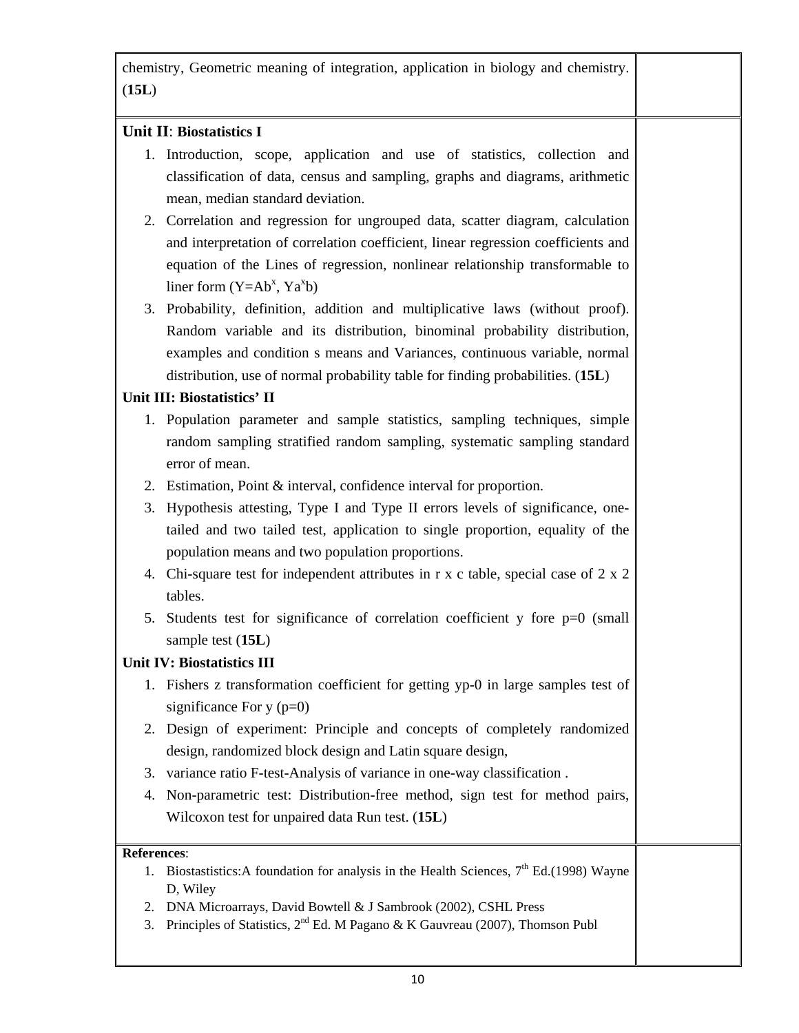chemistry, Geometric meaning of integration, application in biology and chemistry. (**15L**)

**Unit II**: **Biostatistics I**

1. Introduction, scope, application and use of statistics, collection and classification of data, census and sampling, graphs and diagrams, arithmetic mean, median standard deviation.
2. Correlation and regression for ungrouped data, scatter diagram, calculation and interpretation of correlation coefficient, linear regression coefficients and equation of the Lines of regression, nonlinear relationship transformable to liner form ($Y=Ab^x$, $Ya^xb$)
3. Probability, definition, addition and multiplicative laws (without proof). Random variable and its distribution, binominal probability distribution, examples and condition s means and Variances, continuous variable, normal distribution, use of normal probability table for finding probabilities. (**15L**)

**Unit III: Biostatistics' II**

1. Population parameter and sample statistics, sampling techniques, simple random sampling stratified random sampling, systematic sampling standard error of mean.
2. Estimation, Point & interval, confidence interval for proportion.
3. Hypothesis attesting, Type I and Type II errors levels of significance, one-tailed and two tailed test, application to single proportion, equality of the population means and two population proportions.
4. Chi-square test for independent attributes in r x c table, special case of 2 x 2 tables.
5. Students test for significance of correlation coefficient y fore p=0 (small sample test (**15L**)

**Unit IV: Biostatistics III**

1. Fishers z transformation coefficient for getting yp-0 in large samples test of significance For y (p=0)
2. Design of experiment: Principle and concepts of completely randomized design, randomized block design and Latin square design,
3. variance ratio F-test-Analysis of variance in one-way classification .
4. Non-parametric test: Distribution-free method, sign test for method pairs, Wilcoxon test for unpaired data Run test. (**15L**)

**References**:

1. Biostastistics:A foundation for analysis in the Health Sciences, 7th Ed.(1998) Wayne D, Wiley
2. DNA Microarrays, David Bowtell & J Sambrook (2002), CSHL Press
3. Principles of Statistics, 2nd Ed. M Pagano & K Gauvreau (2007), Thomson Publ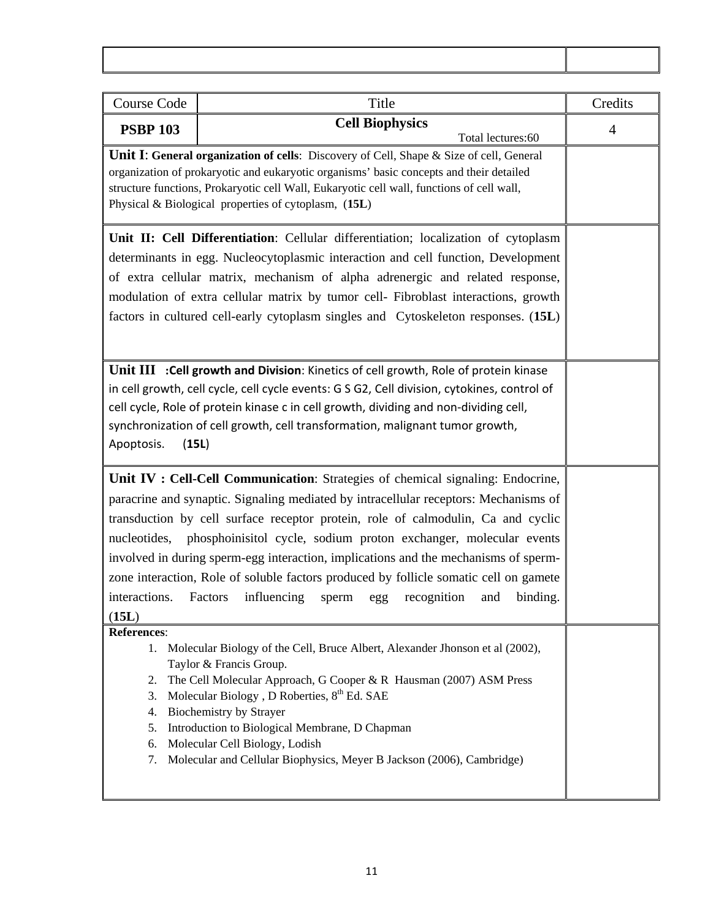| Course Code | Title | Credits |
|---|---|---|
| **PSBP 103** | **Cell Biophysics** Total lectures:60 | 4 |

**Unit I**: **General organization of cells**: Discovery of Cell, Shape & Size of cell, General organization of prokaryotic and eukaryotic organisms' basic concepts and their detailed structure functions, Prokaryotic cell Wall, Eukaryotic cell wall, functions of cell wall, Physical & Biological properties of cytoplasm, (**15L**)

**Unit II: Cell Differentiation**: Cellular differentiation; localization of cytoplasm determinants in egg. Nucleocytoplasmic interaction and cell function, Development of extra cellular matrix, mechanism of alpha adrenergic and related response, modulation of extra cellular matrix by tumor cell- Fibroblast interactions, growth factors in cultured cell-early cytoplasm singles and Cytoskeleton responses. (**15L**)

**Unit III** **:Cell growth and Division**: Kinetics of cell growth, Role of protein kinase in cell growth, cell cycle, cell cycle events: G S G2, Cell division, cytokines, control of cell cycle, Role of protein kinase c in cell growth, dividing and non-dividing cell, synchronization of cell growth, cell transformation, malignant tumor growth, Apoptosis. (**15L**)

**Unit IV : Cell-Cell Communication**: Strategies of chemical signaling: Endocrine, paracrine and synaptic. Signaling mediated by intracellular receptors: Mechanisms of transduction by cell surface receptor protein, role of calmodulin, Ca and cyclic nucleotides, phosphoinisitol cycle, sodium proton exchanger, molecular events involved in during sperm-egg interaction, implications and the mechanisms of sperm-zone interaction, Role of soluble factors produced by follicle somatic cell on gamete interactions. Factors influencing sperm egg recognition and binding. (**15L**)

**References**:

1. Molecular Biology of the Cell, Bruce Albert, Alexander Jhonson et al (2002), Taylor & Francis Group.
2. The Cell Molecular Approach, G Cooper & R Hausman (2007) ASM Press
3. Molecular Biology , D Roberties, 8th Ed. SAE
4. Biochemistry by Strayer
5. Introduction to Biological Membrane, D Chapman
6. Molecular Cell Biology, Lodish
7. Molecular and Cellular Biophysics, Meyer B Jackson (2006), Cambridge)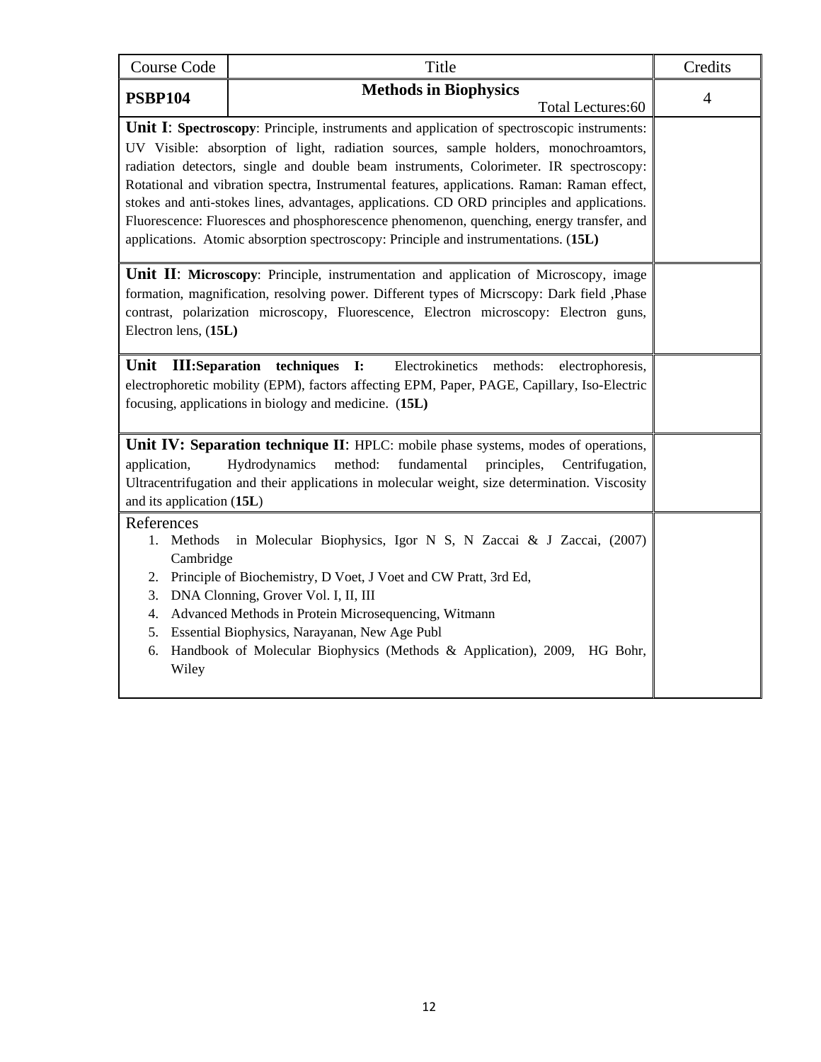| Course Code | Title | Credits |
| --- | --- | --- |
| **PSBP104** | **Methods in Biophysics** Total Lectures:60 | 4 |
| **Unit I**: **Spectroscopy**: Principle, instruments and application of spectroscopic instruments: UV Visible: absorption of light, radiation sources, sample holders, monochroamtors, radiation detectors, single and double beam instruments, Colorimeter. IR spectroscopy: Rotational and vibration spectra, Instrumental features, applications. Raman: Raman effect, stokes and anti-stokes lines, advantages, applications. CD ORD principles and applications. Fluorescence: Fluoresces and phosphorescence phenomenon, quenching, energy transfer, and applications. Atomic absorption spectroscopy: Principle and instrumentations. (**15L)** | | |
| **Unit II**: **Microscopy**: Principle, instrumentation and application of Microscopy, image formation, magnification, resolving power. Different types of Micrscopy: Dark field ,Phase contrast, polarization microscopy, Fluorescence, Electron microscopy: Electron guns, Electron lens, (**15L)** | | |
| **Unit III:Separation techniques I:** Electrokinetics methods: electrophoresis, electrophoretic mobility (EPM), factors affecting EPM, Paper, PAGE, Capillary, Iso-Electric focusing, applications in biology and medicine. (**15L)** | | |
| **Unit IV: Separation technique II**: HPLC: mobile phase systems, modes of operations, application, Hydrodynamics method: fundamental principles, Centrifugation, Ultracentrifugation and their applications in molecular weight, size determination. Viscosity and its application (**15L**) | | |
| References<br>1. Methods in Molecular Biophysics, Igor N S, N Zaccai & J Zaccai, (2007) Cambridge<br>2. Principle of Biochemistry, D Voet, J Voet and CW Pratt, 3rd Ed,<br>3. DNA Clonning, Grover Vol. I, II, III<br>4. Advanced Methods in Protein Microsequencing, Witmann<br>5. Essential Biophysics, Narayanan, New Age Publ<br>6. Handbook of Molecular Biophysics (Methods & Application), 2009, HG Bohr, Wiley | | |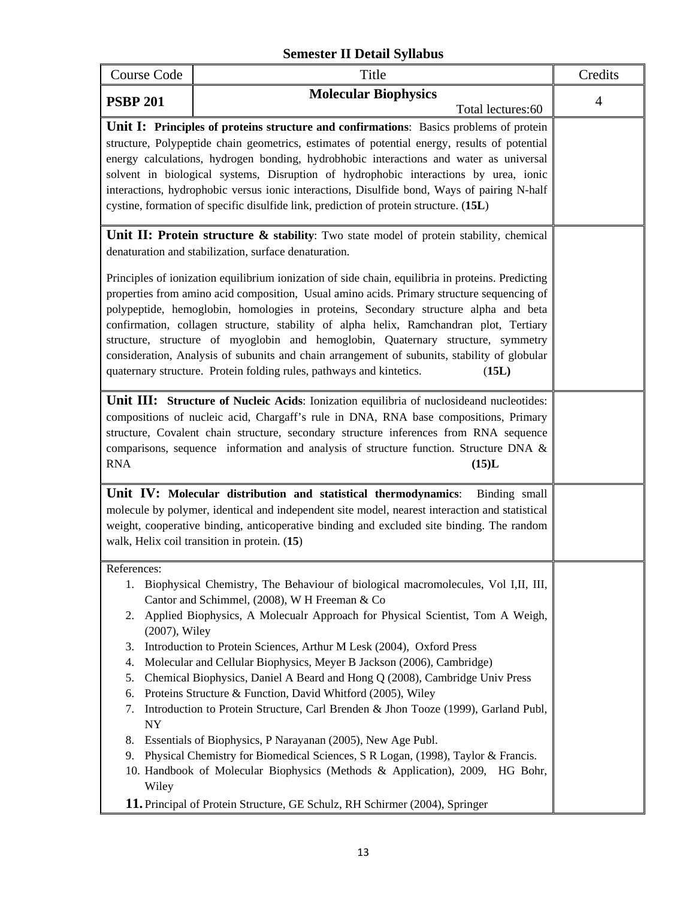## Semester II Detail Syllabus

| Course Code | Title | Credits |
|---|---|---|
| **PSBP 201** | **Molecular Biophysics** Total lectures:60 | 4 |
| **Unit I: Principles of proteins structure and confirmations**: Basics problems of protein structure, Polypeptide chain geometrics, estimates of potential energy, results of potential energy calculations, hydrogen bonding, hydrobhobic interactions and water as universal solvent in biological systems, Disruption of hydrophobic interactions by urea, ionic interactions, hydrophobic versus ionic interactions, Disulfide bond, Ways of pairing N-half cystine, formation of specific disulfide link, prediction of protein structure. (**15L**) | | |
| **Unit II: Protein structure & stability**: Two state model of protein stability, chemical denaturation and stabilization, surface denaturation.<br><br>Principles of ionization equilibrium ionization of side chain, equilibria in proteins. Predicting properties from amino acid composition, Usual amino acids. Primary structure sequencing of polypeptide, hemoglobin, homologies in proteins, Secondary structure alpha and beta confirmation, collagen structure, stability of alpha helix, Ramchandran plot, Tertiary structure, structure of myoglobin and hemoglobin, Quaternary structure, symmetry consideration, Analysis of subunits and chain arrangement of subunits, stability of globular quaternary structure. Protein folding rules, pathways and kintetics. (**15L**) | | |
| **Unit III: Structure of Nucleic Acids**: Ionization equilibria of nuclosideand nucleotides: compositions of nucleic acid, Chargaff's rule in DNA, RNA base compositions, Primary structure, Covalent chain structure, secondary structure inferences from RNA sequence comparisons, sequence information and analysis of structure function. Structure DNA & RNA **(15)L** | | |
| **Unit IV: Molecular distribution and statistical thermodynamics**: Binding small molecule by polymer, identical and independent site model, nearest interaction and statistical weight, cooperative binding, anticoperative binding and excluded site binding. The random walk, Helix coil transition in protein. (**15**) | | |
| References:<br>1. Biophysical Chemistry, The Behaviour of biological macromolecules, Vol I,II, III, Cantor and Schimmel, (2008), W H Freeman & Co<br>2. Applied Biophysics, A Molecualr Approach for Physical Scientist, Tom A Weigh, (2007), Wiley<br>3. Introduction to Protein Sciences, Arthur M Lesk (2004), Oxford Press<br>4. Molecular and Cellular Biophysics, Meyer B Jackson (2006), Cambridge)<br>5. Chemical Biophysics, Daniel A Beard and Hong Q (2008), Cambridge Univ Press<br>6. Proteins Structure & Function, David Whitford (2005), Wiley<br>7. Introduction to Protein Structure, Carl Brenden & Jhon Tooze (1999), Garland Publ, NY<br>8. Essentials of Biophysics, P Narayanan (2005), New Age Publ.<br>9. Physical Chemistry for Biomedical Sciences, S R Logan, (1998), Taylor & Francis.<br>10. Handbook of Molecular Biophysics (Methods & Application), 2009, HG Bohr, Wiley<br>11. Principal of Protein Structure, GE Schulz, RH Schirmer (2004), Springer | | |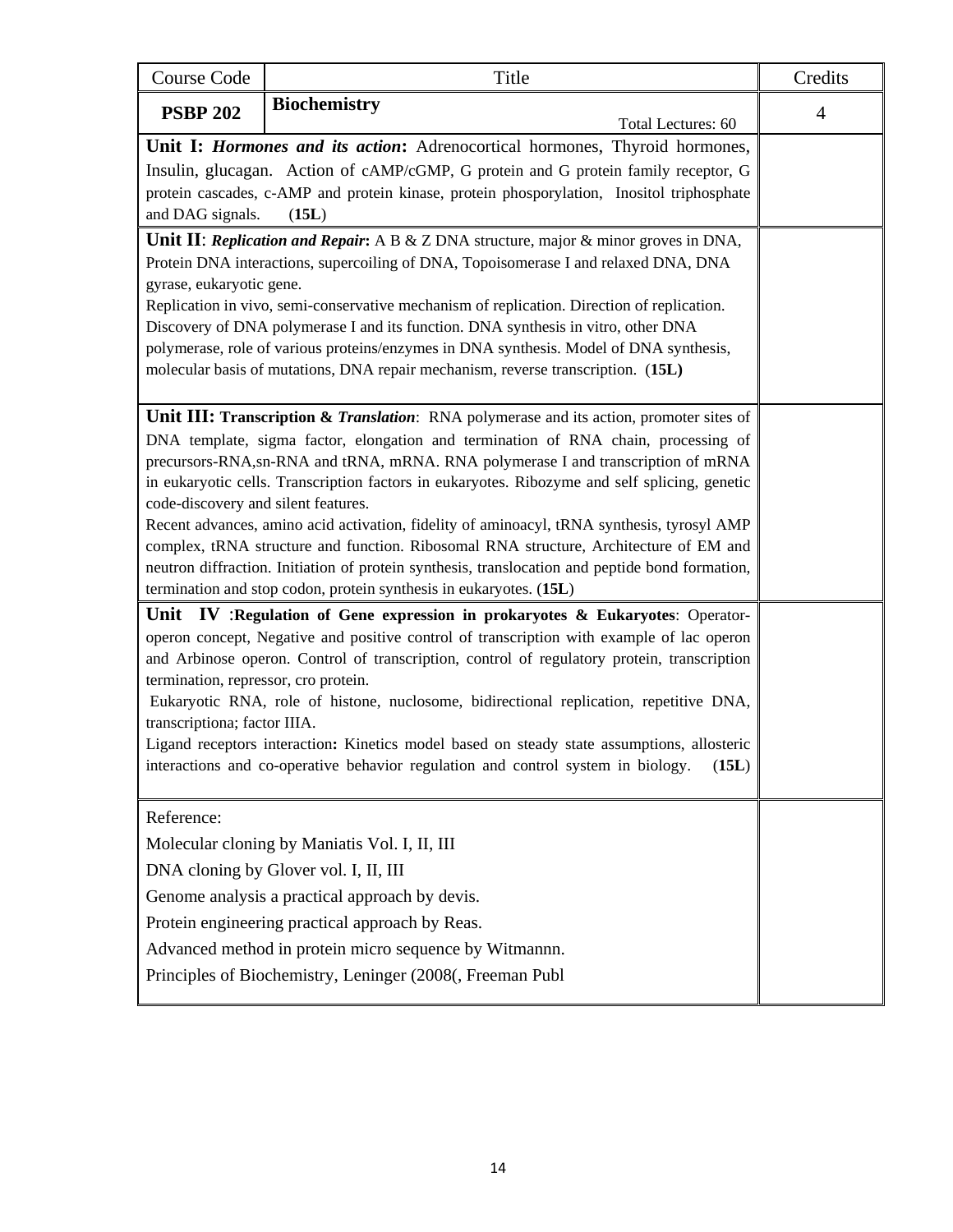| Course Code | Title | Credits |
|---|---|---|
| **PSBP 202** | **Biochemistry** <br> Total Lectures: 60 | 4 |
| **Unit I:** ***Hormones and its action*****:** Adrenocortical hormones, Thyroid hormones, Insulin, glucagan. Action of cAMP/cGMP, G protein and G protein family receptor, G protein cascades, c-AMP and protein kinase, protein phosporylation, Inositol triphosphate and DAG signals. (**15L**) | | |
| **Unit II**: ***Replication and Repair*****:** A B & Z DNA structure, major & minor groves in DNA, Protein DNA interactions, supercoiling of DNA, Topoisomerase I and relaxed DNA, DNA gyrase, eukaryotic gene. <br> Replication in vivo, semi-conservative mechanism of replication. Direction of replication. Discovery of DNA polymerase I and its function. DNA synthesis in vitro, other DNA polymerase, role of various proteins/enzymes in DNA synthesis. Model of DNA synthesis, molecular basis of mutations, DNA repair mechanism, reverse transcription. (**15L)** | | |
| **Unit III: Transcription &** ***Translation***: RNA polymerase and its action, promoter sites of DNA template, sigma factor, elongation and termination of RNA chain, processing of precursors-RNA,sn-RNA and tRNA, mRNA. RNA polymerase I and transcription of mRNA in eukaryotic cells. Transcription factors in eukaryotes. Ribozyme and self splicing, genetic code-discovery and silent features. <br> Recent advances, amino acid activation, fidelity of aminoacyl, tRNA synthesis, tyrosyl AMP complex, tRNA structure and function. Ribosomal RNA structure, Architecture of EM and neutron diffraction. Initiation of protein synthesis, translocation and peptide bond formation, termination and stop codon, protein synthesis in eukaryotes. (**15L**) | | |
| **Unit IV** :**Regulation of Gene expression in prokaryotes & Eukaryotes**: Operator-operon concept, Negative and positive control of transcription with example of lac operon and Arbinose operon. Control of transcription, control of regulatory protein, transcription termination, repressor, cro protein. <br> Eukaryotic RNA, role of histone, nuclosome, bidirectional replication, repetitive DNA, transcriptiona; factor IIIA. <br> Ligand receptors interaction**:** Kinetics model based on steady state assumptions, allosteric interactions and co-operative behavior regulation and control system in biology. (**15L**) | | |
| Reference: <br> Molecular cloning by Maniatis Vol. I, II, III <br> DNA cloning by Glover vol. I, II, III <br> Genome analysis a practical approach by devis. <br> Protein engineering practical approach by Reas. <br> Advanced method in protein micro sequence by Witmannn. <br> Principles of Biochemistry, Leninger (2008(, Freeman Publ | | |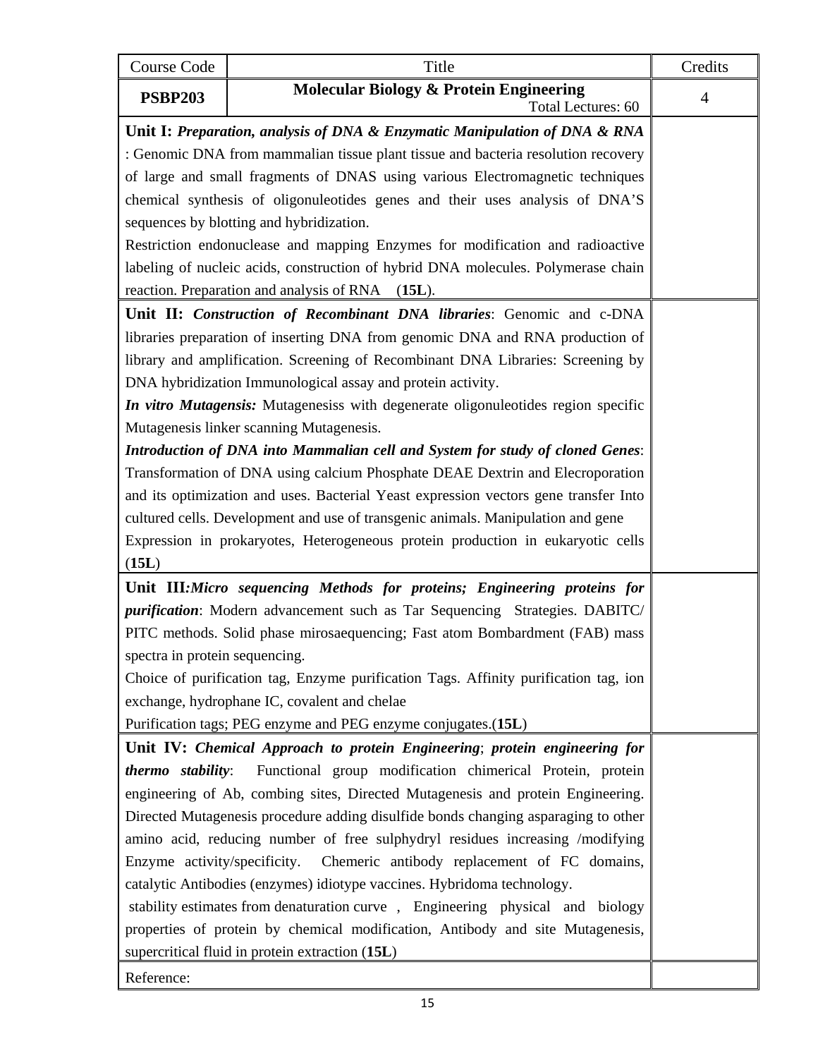| Course Code | Title | Credits |
|---|---|---|
| **PSBP203** | **Molecular Biology & Protein Engineering** Total Lectures: 60 | 4 |
| **Unit I:** ***Preparation, analysis of DNA & Enzymatic Manipulation of DNA & RNA*** : Genomic DNA from mammalian tissue plant tissue and bacteria resolution recovery of large and small fragments of DNAS using various Electromagnetic techniques chemical synthesis of oligonuleotides genes and their uses analysis of DNA'S sequences by blotting and hybridization. Restriction endonuclease and mapping Enzymes for modification and radioactive labeling of nucleic acids, construction of hybrid DNA molecules. Polymerase chain reaction. Preparation and analysis of RNA (**15L**). | | |
| **Unit II:** ***Construction of Recombinant DNA libraries***: Genomic and c-DNA libraries preparation of inserting DNA from genomic DNA and RNA production of library and amplification. Screening of Recombinant DNA Libraries: Screening by DNA hybridization Immunological assay and protein activity. ***In vitro Mutagensis:*** Mutagenesiss with degenerate oligonuleotides region specific Mutagenesis linker scanning Mutagenesis. ***Introduction of DNA into Mammalian cell and System for study of cloned Genes***: Transformation of DNA using calcium Phosphate DEAE Dextrin and Elecroporation and its optimization and uses. Bacterial Yeast expression vectors gene transfer Into cultured cells. Development and use of transgenic animals. Manipulation and gene Expression in prokaryotes, Heterogeneous protein production in eukaryotic cells (**15L**) | | |
| **Unit III*:Micro sequencing Methods for proteins; Engineering proteins for purification***: Modern advancement such as Tar Sequencing Strategies. DABITC/ PITC methods. Solid phase mirosaequencing; Fast atom Bombardment (FAB) mass spectra in protein sequencing. Choice of purification tag, Enzyme purification Tags. Affinity purification tag, ion exchange, hydrophane IC, covalent and chelae Purification tags; PEG enzyme and PEG enzyme conjugates.(**15L**) | | |
| **Unit IV:** ***Chemical Approach to protein Engineering***; ***protein engineering for thermo stability***: Functional group modification chimerical Protein, protein engineering of Ab, combing sites, Directed Mutagenesis and protein Engineering. Directed Mutagenesis procedure adding disulfide bonds changing asparaging to other amino acid, reducing number of free sulphydryl residues increasing /modifying Enzyme activity/specificity. Chemeric antibody replacement of FC domains, catalytic Antibodies (enzymes) idiotype vaccines. Hybridoma technology. stability estimates from denaturation curve , Engineering physical and biology properties of protein by chemical modification, Antibody and site Mutagenesis, supercritical fluid in protein extraction (**15L**) | | |
| Reference: | | |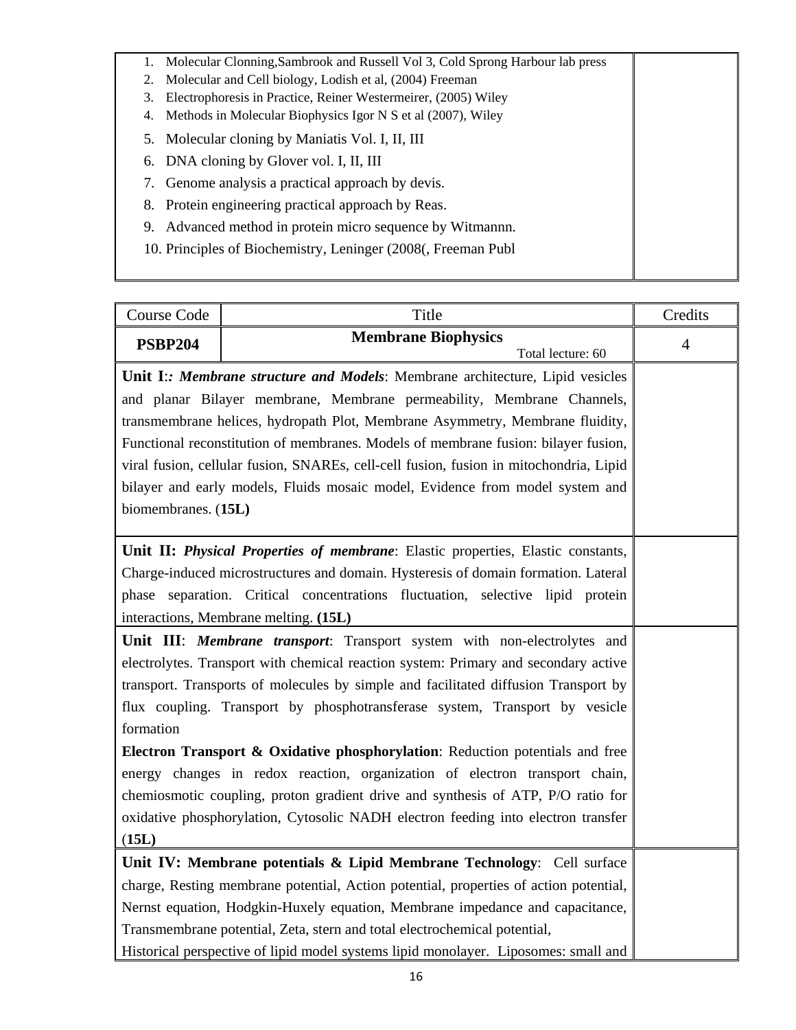1. Molecular Clonning,Sambrook and Russell Vol 3, Cold Sprong Harbour lab press
2. Molecular and Cell biology, Lodish et al, (2004) Freeman
3. Electrophoresis in Practice, Reiner Westermeirer, (2005) Wiley
4. Methods in Molecular Biophysics Igor N S et al (2007), Wiley
5. Molecular cloning by Maniatis Vol. I, II, III
6. DNA cloning by Glover vol. I, II, III
7. Genome analysis a practical approach by devis.
8. Protein engineering practical approach by Reas.
9. Advanced method in protein micro sequence by Witmannn.
10. Principles of Biochemistry, Leninger (2008(, Freeman Publ

| Course Code | Title | Credits |
|---|---|---|
| **PSBP204** | **Membrane Biophysics** Total lecture: 60 | 4 |
| **Unit I**:*: **Membrane structure and Models***: Membrane architecture, Lipid vesicles and planar Bilayer membrane, Membrane permeability, Membrane Channels, transmembrane helices, hydropath Plot, Membrane Asymmetry, Membrane fluidity, Functional reconstitution of membranes. Models of membrane fusion: bilayer fusion, viral fusion, cellular fusion, SNAREs, cell-cell fusion, fusion in mitochondria, Lipid bilayer and early models, Fluids mosaic model, Evidence from model system and biomembranes. (**15L)** | | |
| **Unit II:** ***Physical Properties of membrane***: Elastic properties, Elastic constants, Charge-induced microstructures and domain. Hysteresis of domain formation. Lateral phase separation. Critical concentrations fluctuation, selective lipid protein interactions, Membrane melting. **(15L)** | | |
| **Unit III**: ***Membrane transport***: Transport system with non-electrolytes and electrolytes. Transport with chemical reaction system: Primary and secondary active transport. Transports of molecules by simple and facilitated diffusion Transport by flux coupling. Transport by phosphotransferase system, Transport by vesicle formation<br>**Electron Transport & Oxidative phosphorylation**: Reduction potentials and free energy changes in redox reaction, organization of electron transport chain, chemiosmotic coupling, proton gradient drive and synthesis of ATP, P/O ratio for oxidative phosphorylation, Cytosolic NADH electron feeding into electron transfer (**15L)** | | |
| **Unit IV: Membrane potentials & Lipid Membrane Technology**: Cell surface charge, Resting membrane potential, Action potential, properties of action potential, Nernst equation, Hodgkin-Huxely equation, Membrane impedance and capacitance, Transmembrane potential, Zeta, stern and total electrochemical potential,<br>Historical perspective of lipid model systems lipid monolayer. Liposomes: small and | | |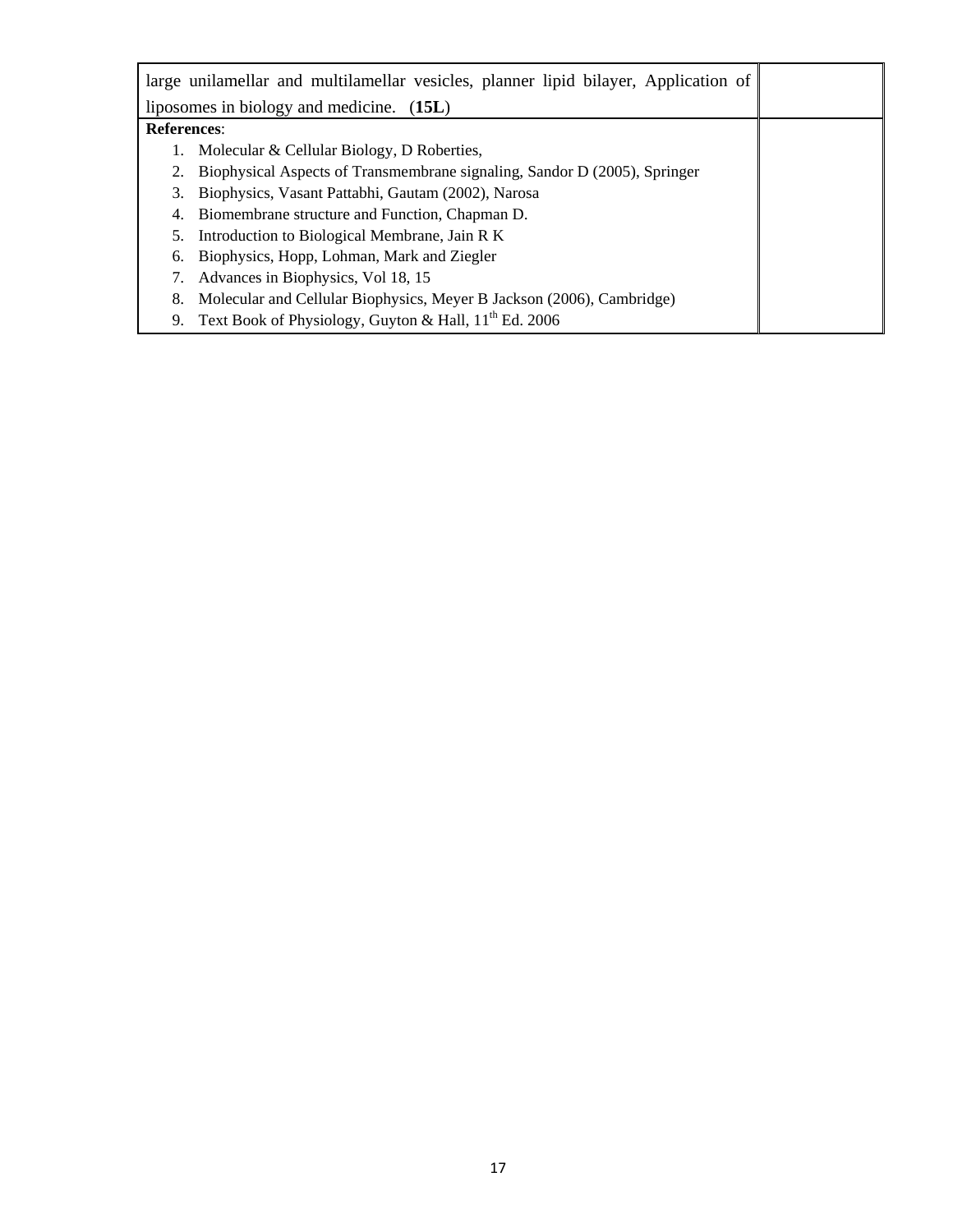| | |
|---|---|
| large unilamellar and multilamellar vesicles, planner lipid bilayer, Application of liposomes in biology and medicine. (**15L**) | |
| **References**:<br>1. Molecular & Cellular Biology, D Roberties,<br>2. Biophysical Aspects of Transmembrane signaling, Sandor D (2005), Springer<br>3. Biophysics, Vasant Pattabhi, Gautam (2002), Narosa<br>4. Biomembrane structure and Function, Chapman D.<br>5. Introduction to Biological Membrane, Jain R K<br>6. Biophysics, Hopp, Lohman, Mark and Ziegler<br>7. Advances in Biophysics, Vol 18, 15<br>8. Molecular and Cellular Biophysics, Meyer B Jackson (2006), Cambridge)<br>9. Text Book of Physiology, Guyton & Hall, 11th Ed. 2006 | |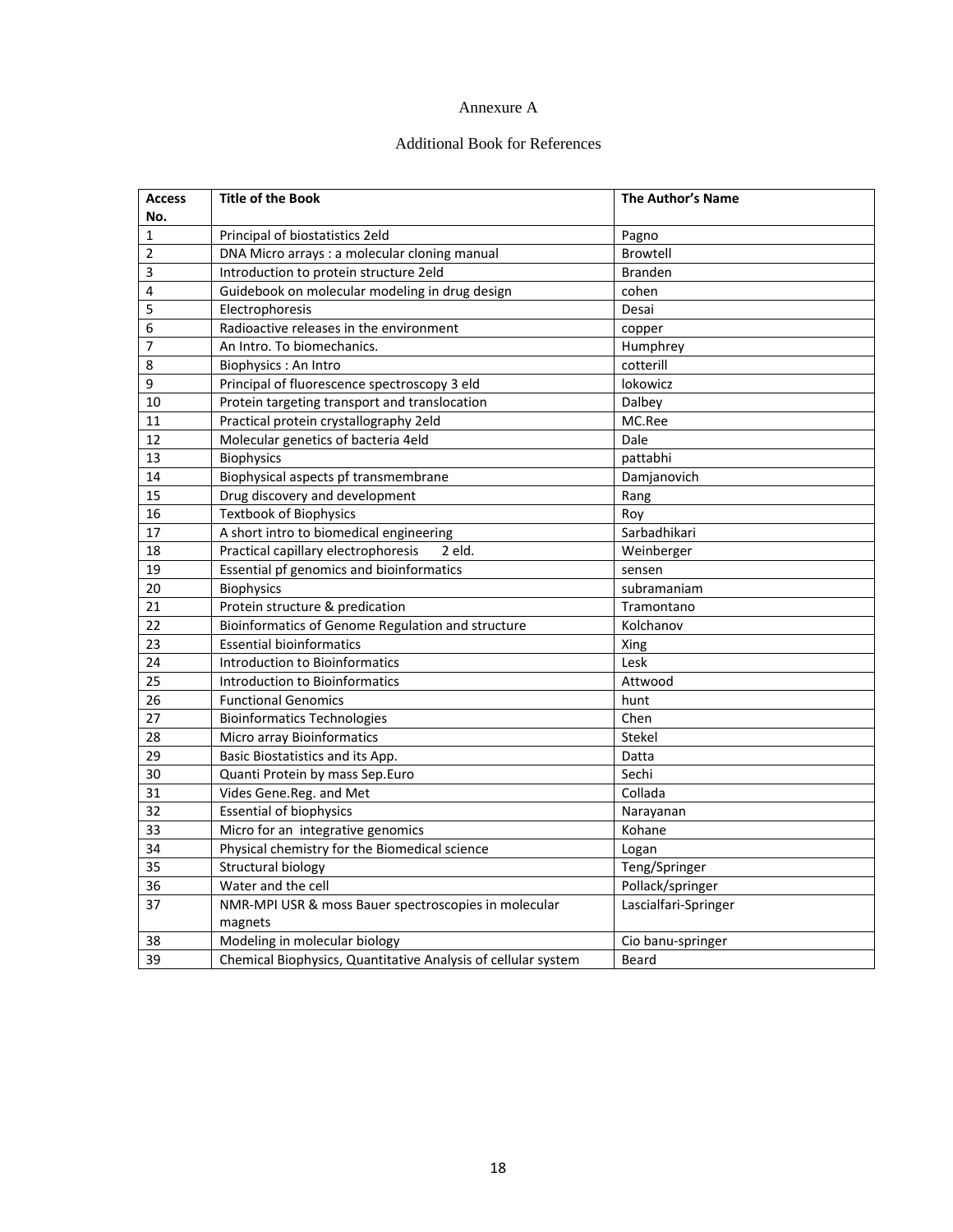Annexure A

Additional Book for References

| Access No. | Title of the Book | The Author's Name |
|---|---|---|
| 1 | Principal of biostatistics 2eld | Pagno |
| 2 | DNA Micro arrays : a molecular cloning manual | Browtell |
| 3 | Introduction to protein structure 2eld | Branden |
| 4 | Guidebook on molecular modeling in drug design | cohen |
| 5 | Electrophoresis | Desai |
| 6 | Radioactive releases in the environment | copper |
| 7 | An Intro. To biomechanics. | Humphrey |
| 8 | Biophysics : An Intro | cotterill |
| 9 | Principal of fluorescence spectroscopy 3 eld | lokowicz |
| 10 | Protein targeting transport and translocation | Dalbey |
| 11 | Practical protein crystallography 2eld | MC.Ree |
| 12 | Molecular genetics of bacteria 4eld | Dale |
| 13 | Biophysics | pattabhi |
| 14 | Biophysical aspects pf transmembrane | Damjanovich |
| 15 | Drug discovery and development | Rang |
| 16 | Textbook of Biophysics | Roy |
| 17 | A short intro to biomedical engineering | Sarbadhikari |
| 18 | Practical capillary electrophoresis 2 eld. | Weinberger |
| 19 | Essential pf genomics and bioinformatics | sensen |
| 20 | Biophysics | subramaniam |
| 21 | Protein structure & predication | Tramontano |
| 22 | Bioinformatics of Genome Regulation and structure | Kolchanov |
| 23 | Essential bioinformatics | Xing |
| 24 | Introduction to Bioinformatics | Lesk |
| 25 | Introduction to Bioinformatics | Attwood |
| 26 | Functional Genomics | hunt |
| 27 | Bioinformatics Technologies | Chen |
| 28 | Micro array Bioinformatics | Stekel |
| 29 | Basic Biostatistics and its App. | Datta |
| 30 | Quanti Protein by mass Sep.Euro | Sechi |
| 31 | Vides Gene.Reg. and Met | Collada |
| 32 | Essential of biophysics | Narayanan |
| 33 | Micro for an integrative genomics | Kohane |
| 34 | Physical chemistry for the Biomedical science | Logan |
| 35 | Structural biology | Teng/Springer |
| 36 | Water and the cell | Pollack/springer |
| 37 | NMR-MPI USR & moss Bauer spectroscopies in molecular magnets | Lascialfari-Springer |
| 38 | Modeling in molecular biology | Cio banu-springer |
| 39 | Chemical Biophysics, Quantitative Analysis of cellular system | Beard |